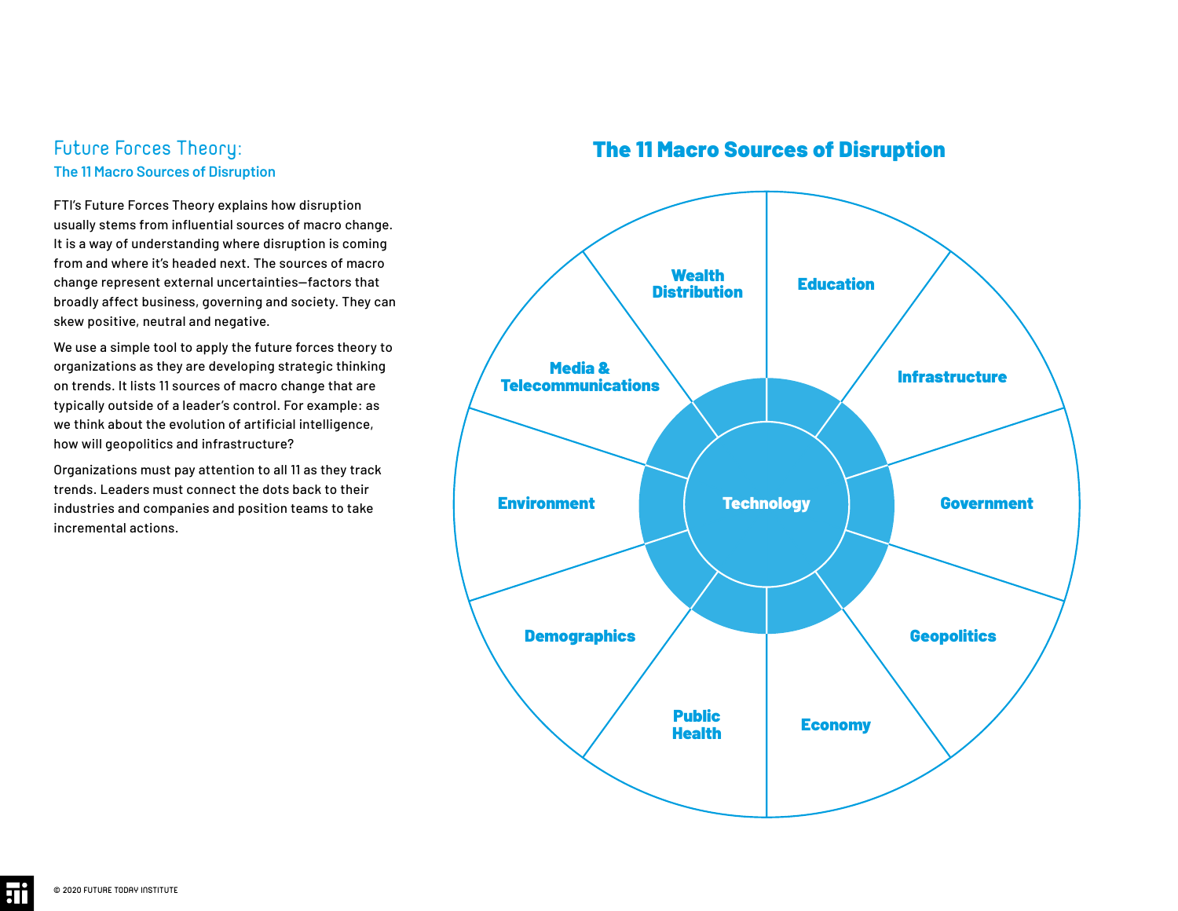# Future Forces Theory:

## The 11 Macro Sources of Disruption

FTI's Future Forces Theory explains how disruption usually stems from influential sources of macro change. It is a way of understanding where disruption is coming from and where it's headed next. The sources of macro change represent external uncertainties—factors that broadly affect business, governing and society. They can skew positive, neutral and negative.

We use a simple tool to apply the future forces theory to organizations as they are developing strategic thinking on trends. It lists 11 sources of macro change that are typically outside of a leader's control. For example: as we think about the evolution of artificial intelligence, how will geopolitics and infrastructure?

Organizations must pay attention to all 11 as they track trends. Leaders must connect the dots back to their industries and companies and position teams to take incremental actions.

## The 11 Macro Sources of Disruption

Technology

Wealth Distribution

Education

Infrastructure

Government

Geopolitics

Economy

Public Health

Demographics

Environment

Media & Telecommunications

© 2020 FUTURE TODAY INSTITUTE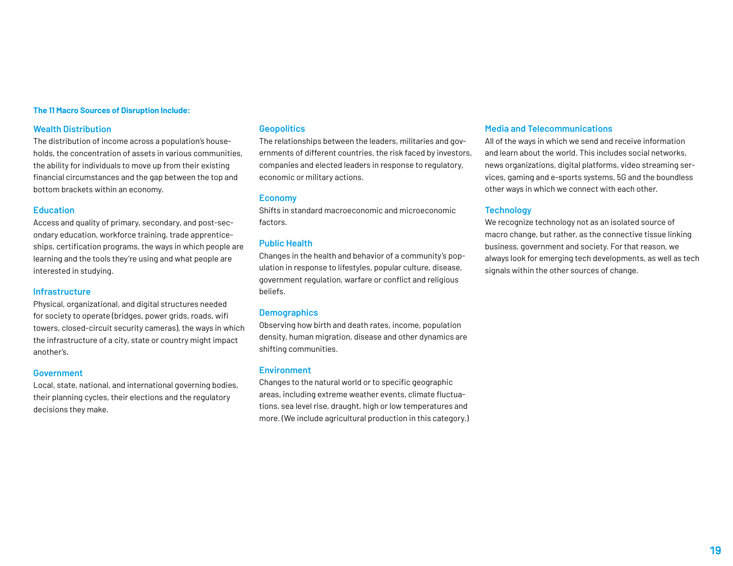**The 11 Macro Sources of Disruption Include:**

### Wealth Distribution

The distribution of income across a population's households, the concentration of assets in various communities, the ability for individuals to move up from their existing financial circumstances and the gap between the top and bottom brackets within an economy.

### Education

Access and quality of primary, secondary, and post-secondary education, workforce training, trade apprenticeships, certification programs, the ways in which people are learning and the tools they're using and what people are interested in studying.

### Infrastructure

Physical, organizational, and digital structures needed for society to operate (bridges, power grids, roads, wifi towers, closed-circuit security cameras), the ways in which the infrastructure of a city, state or country might impact another's.

### Government

Local, state, national, and international governing bodies, their planning cycles, their elections and the regulatory decisions they make.

### Geopolitics

The relationships between the leaders, militaries and governments of different countries, the risk faced by investors, companies and elected leaders in response to regulatory, economic or military actions.

### Economy

Shifts in standard macroeconomic and microeconomic factors.

### Public Health

Changes in the health and behavior of a community's population in response to lifestyles, popular culture, disease, government regulation, warfare or conflict and religious beliefs.

### Demographics

Observing how birth and death rates, income, population density, human migration, disease and other dynamics are shifting communities.

### Environment

Changes to the natural world or to specific geographic areas, including extreme weather events, climate fluctuations, sea level rise, draught, high or low temperatures and more. (We include agricultural production in this category.)

### Media and Telecommunications

All of the ways in which we send and receive information and learn about the world. This includes social networks, news organizations, digital platforms, video streaming services, gaming and e-sports systems, 5G and the boundless other ways in which we connect with each other.

### Technology

We recognize technology not as an isolated source of macro change, but rather, as the connective tissue linking business, government and society. For that reason, we always look for emerging tech developments, as well as tech signals within the other sources of change.